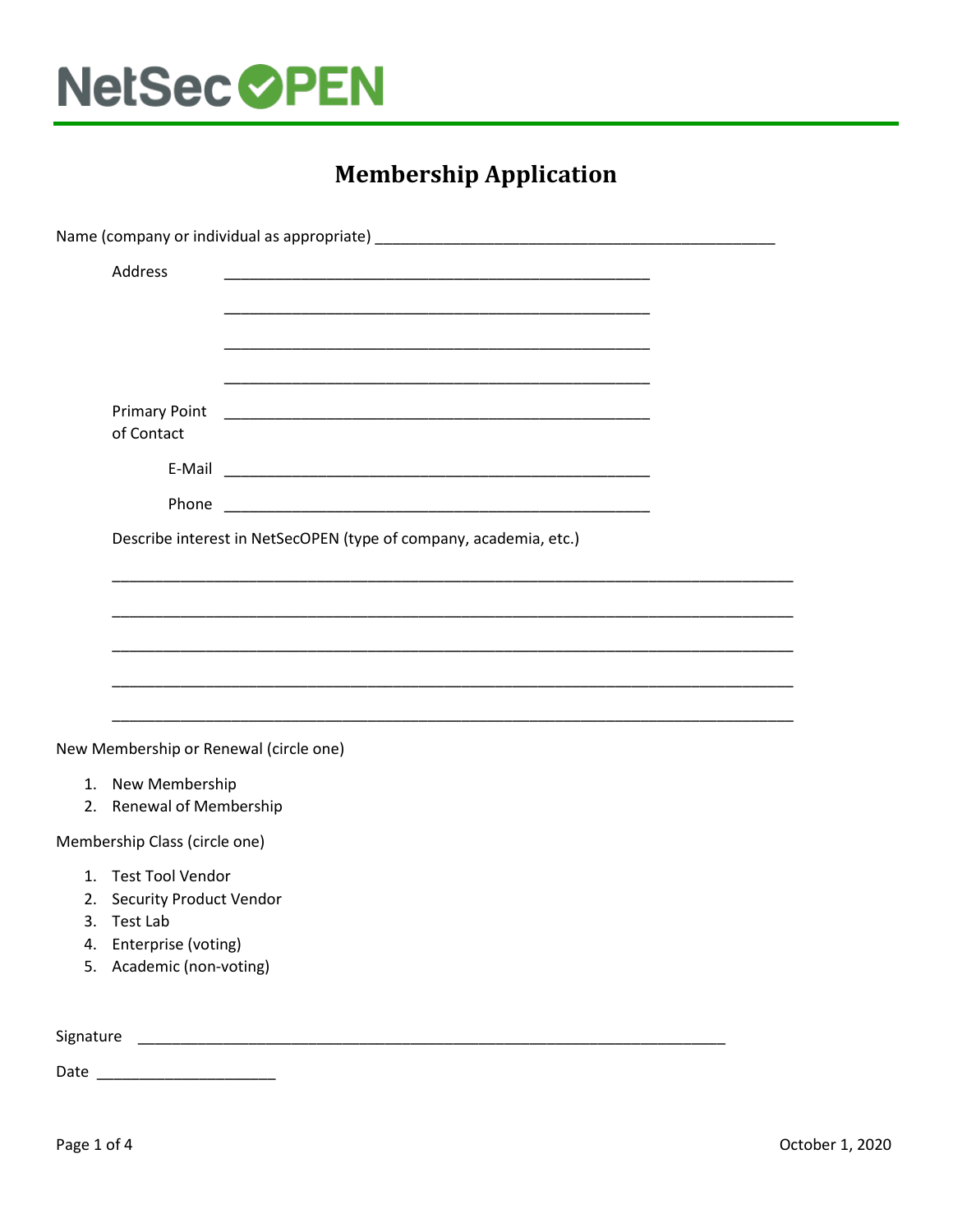NetSecOPEN

# Membership Application

Name (company or individual as appropriate) ________________________________________________

Address ___________________________________________________

___________________________________________________

___________________________________________________

___________________________________________________

Primary Point of Contact ___________________________________________________

E-Mail ___________________________________________________

Phone ___________________________________________________

Describe interest in NetSecOPEN (type of company, academia, etc.)

___________________________________________________________________________________

___________________________________________________________________________________

___________________________________________________________________________________

___________________________________________________________________________________

___________________________________________________________________________________

New Membership or Renewal (circle one)

1. New Membership
2. Renewal of Membership

Membership Class (circle one)

1. Test Tool Vendor
2. Security Product Vendor
3. Test Lab
4. Enterprise (voting)
5. Academic (non-voting)

Signature _______________________________________________________________________

Date _____________________

October 1, 2020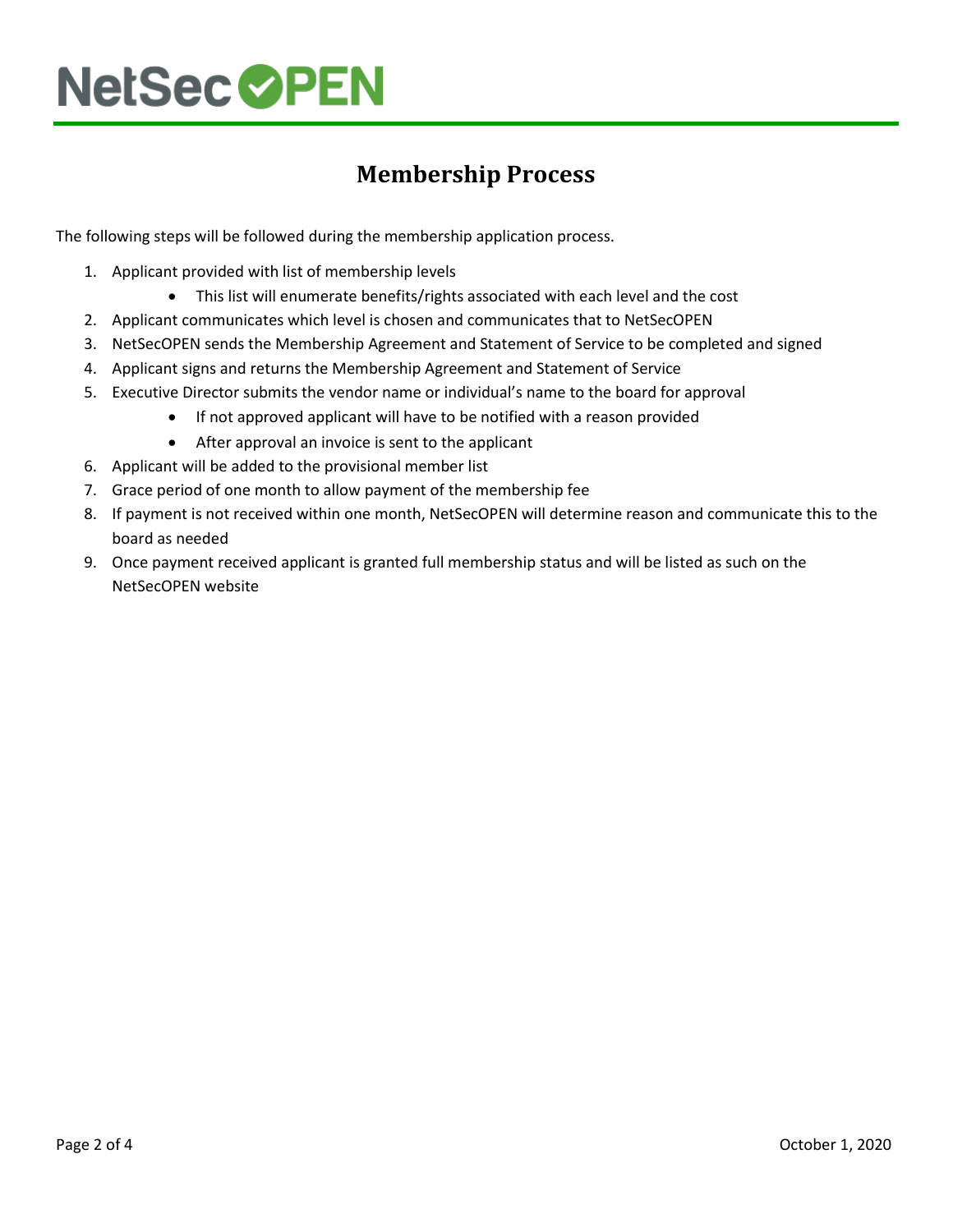# Membership Process

The following steps will be followed during the membership application process.

1. Applicant provided with list of membership levels
   - This list will enumerate benefits/rights associated with each level and the cost
2. Applicant communicates which level is chosen and communicates that to NetSecOPEN
3. NetSecOPEN sends the Membership Agreement and Statement of Service to be completed and signed
4. Applicant signs and returns the Membership Agreement and Statement of Service
5. Executive Director submits the vendor name or individual's name to the board for approval
   - If not approved applicant will have to be notified with a reason provided
   - After approval an invoice is sent to the applicant
6. Applicant will be added to the provisional member list
7. Grace period of one month to allow payment of the membership fee
8. If payment is not received within one month, NetSecOPEN will determine reason and communicate this to the board as needed
9. Once payment received applicant is granted full membership status and will be listed as such on the NetSecOPEN website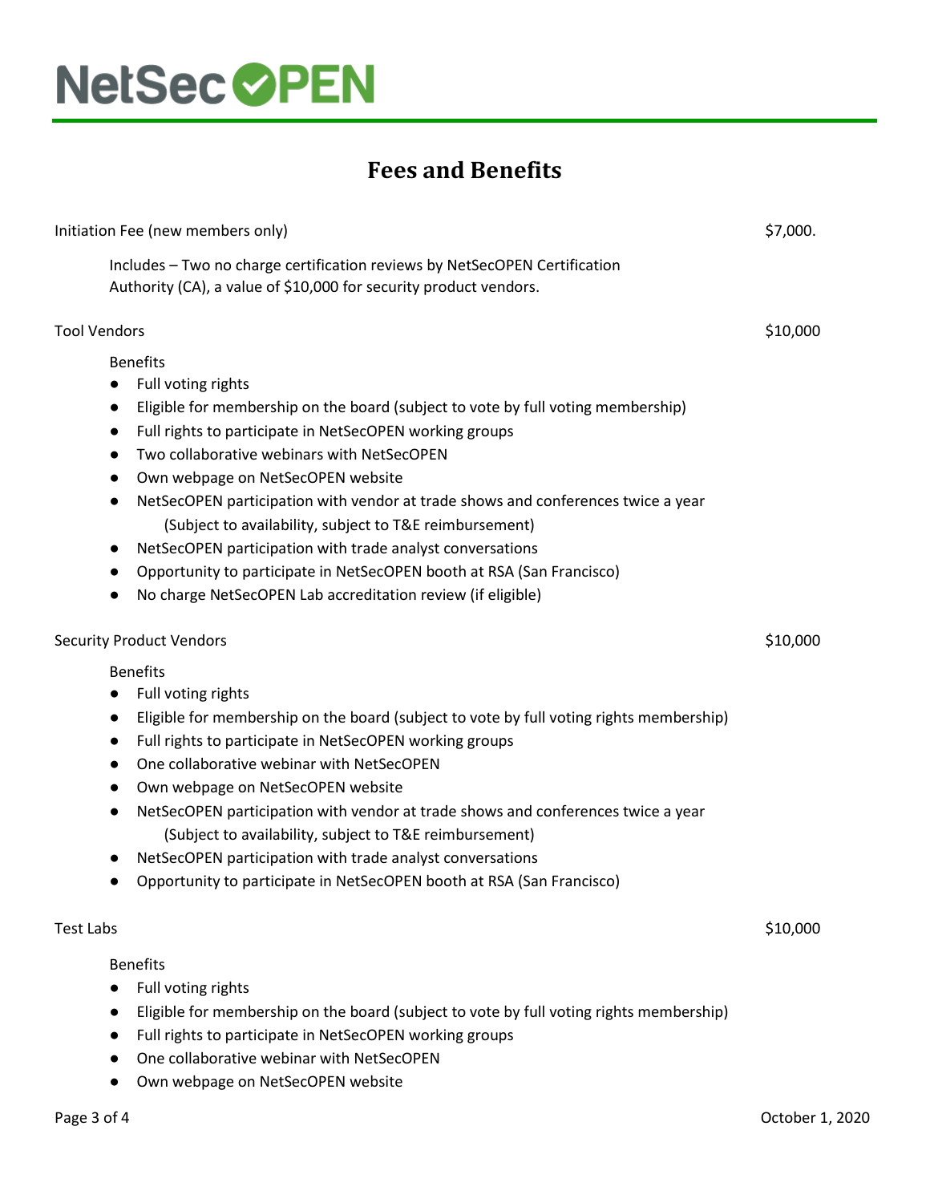NetSecOPEN

# Fees and Benefits

Initiation Fee (new members only) $7,000.

Includes – Two no charge certification reviews by NetSecOPEN Certification Authority (CA), a value of $10,000 for security product vendors.

Tool Vendors $10,000

Benefits

- Full voting rights
- Eligible for membership on the board (subject to vote by full voting membership)
- Full rights to participate in NetSecOPEN working groups
- Two collaborative webinars with NetSecOPEN
- Own webpage on NetSecOPEN website
- NetSecOPEN participation with vendor at trade shows and conferences twice a year (Subject to availability, subject to T&E reimbursement)
- NetSecOPEN participation with trade analyst conversations
- Opportunity to participate in NetSecOPEN booth at RSA (San Francisco)
- No charge NetSecOPEN Lab accreditation review (if eligible)

Security Product Vendors $10,000

Benefits

- Full voting rights
- Eligible for membership on the board (subject to vote by full voting rights membership)
- Full rights to participate in NetSecOPEN working groups
- One collaborative webinar with NetSecOPEN
- Own webpage on NetSecOPEN website
- NetSecOPEN participation with vendor at trade shows and conferences twice a year (Subject to availability, subject to T&E reimbursement)
- NetSecOPEN participation with trade analyst conversations
- Opportunity to participate in NetSecOPEN booth at RSA (San Francisco)

Test Labs $10,000

Benefits

- Full voting rights
- Eligible for membership on the board (subject to vote by full voting rights membership)
- Full rights to participate in NetSecOPEN working groups
- One collaborative webinar with NetSecOPEN
- Own webpage on NetSecOPEN website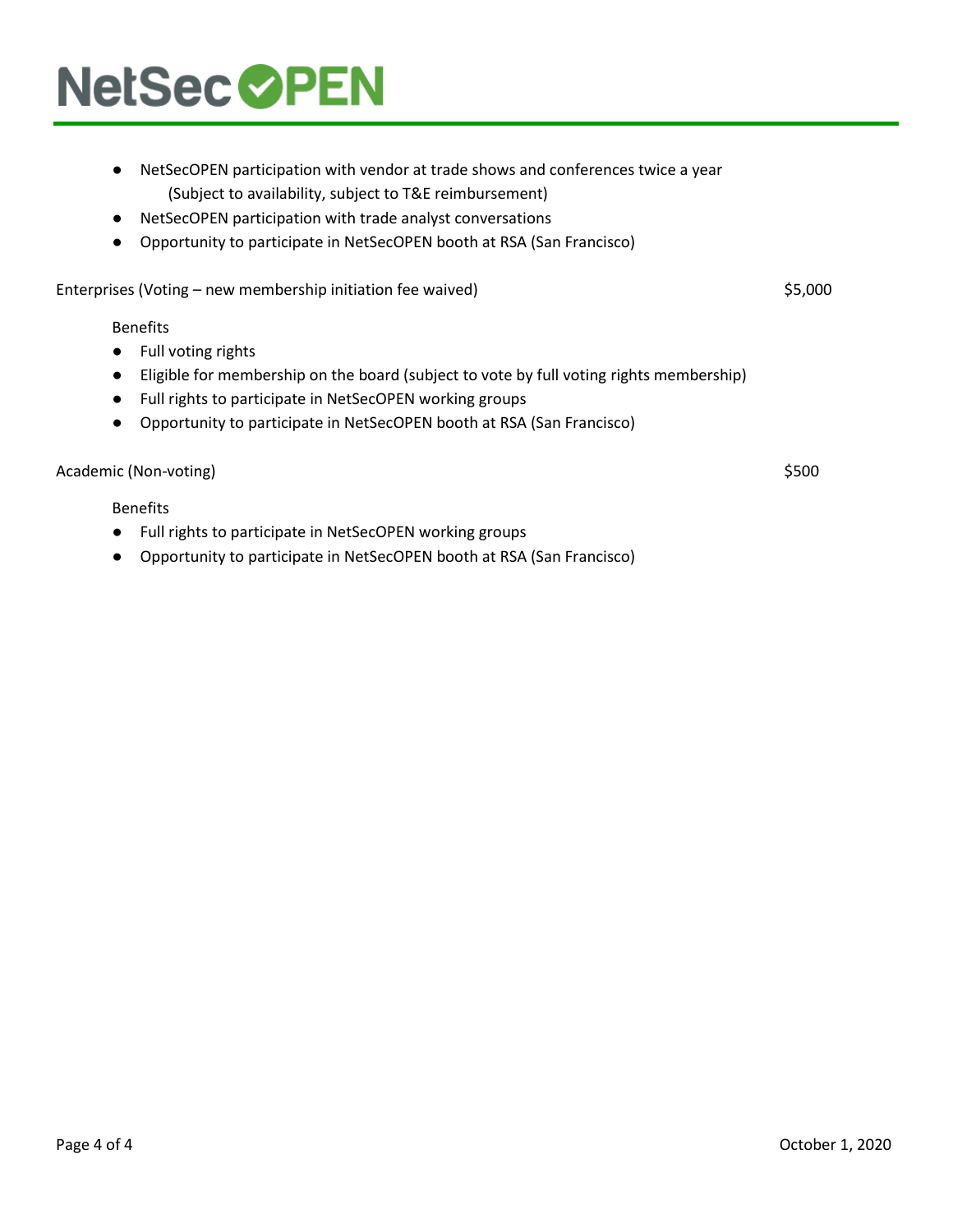- NetSecOPEN participation with vendor at trade shows and conferences twice a year
  (Subject to availability, subject to T&E reimbursement)
- NetSecOPEN participation with trade analyst conversations
- Opportunity to participate in NetSecOPEN booth at RSA (San Francisco)

Enterprises (Voting – new membership initiation fee waived) $5,000

Benefits

- Full voting rights
- Eligible for membership on the board (subject to vote by full voting rights membership)
- Full rights to participate in NetSecOPEN working groups
- Opportunity to participate in NetSecOPEN booth at RSA (San Francisco)

Academic (Non-voting) $500

Benefits

- Full rights to participate in NetSecOPEN working groups
- Opportunity to participate in NetSecOPEN booth at RSA (San Francisco)